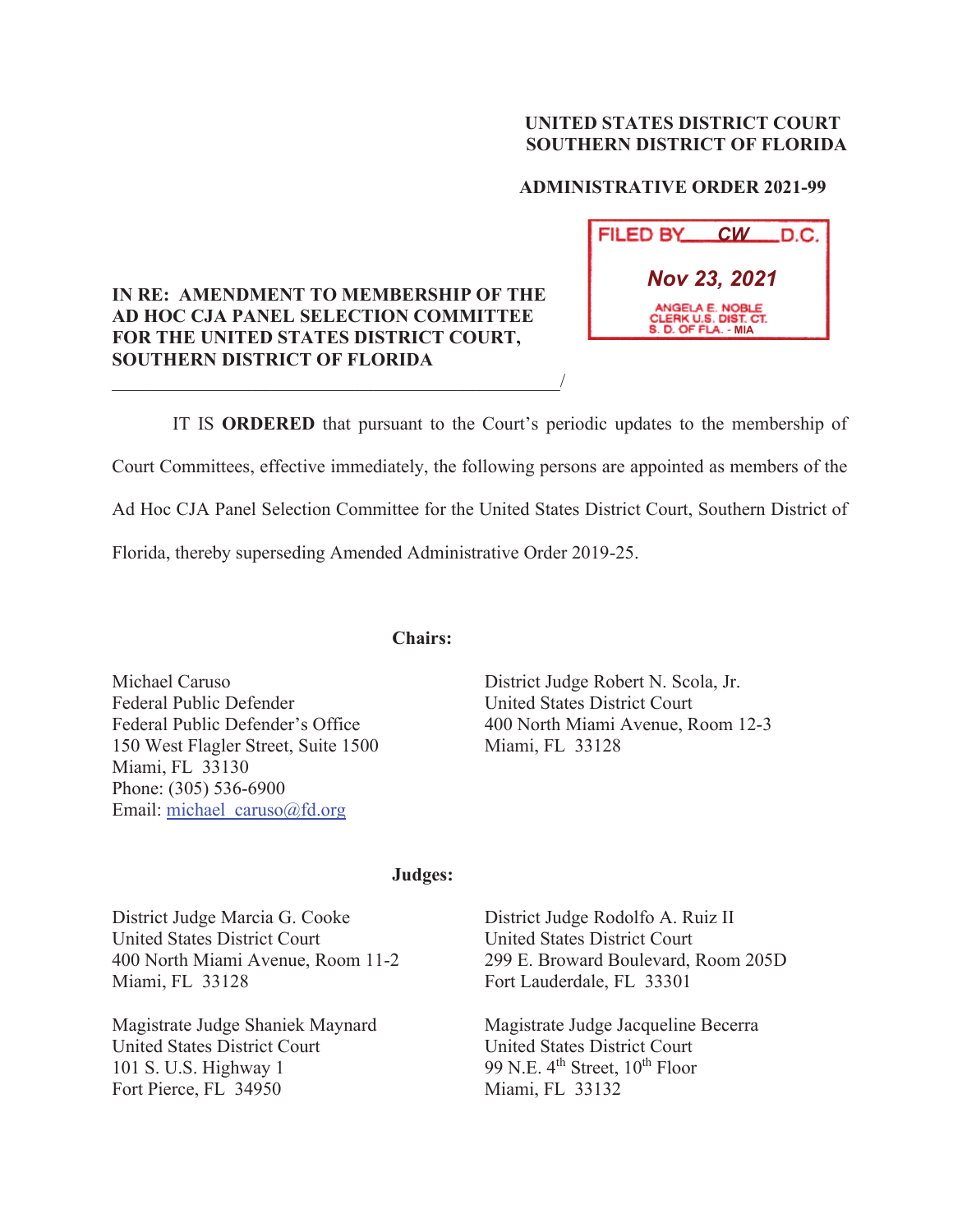**UNITED STATES DISTRICT COURT**
**SOUTHERN DISTRICT OF FLORIDA**

**ADMINISTRATIVE ORDER 2021-99**

FILED BY CW D.C.
Nov 23, 2021
ANGELA E. NOBLE
CLERK U.S. DIST. CT.
S. D. OF FLA. - MIA

**IN RE: AMENDMENT TO MEMBERSHIP OF THE AD HOC CJA PANEL SELECTION COMMITTEE FOR THE UNITED STATES DISTRICT COURT, SOUTHERN DISTRICT OF FLORIDA**
_______________________________________________/

IT IS **ORDERED** that pursuant to the Court's periodic updates to the membership of Court Committees, effective immediately, the following persons are appointed as members of the Ad Hoc CJA Panel Selection Committee for the United States District Court, Southern District of Florida, thereby superseding Amended Administrative Order 2019-25.

**Chairs:**

Michael Caruso
Federal Public Defender
Federal Public Defender's Office
150 West Flagler Street, Suite 1500
Miami, FL 33130
Phone: (305) 536-6900
Email: michael_caruso@fd.org

District Judge Robert N. Scola, Jr.
United States District Court
400 North Miami Avenue, Room 12-3
Miami, FL 33128

**Judges:**

District Judge Marcia G. Cooke
United States District Court
400 North Miami Avenue, Room 11-2
Miami, FL 33128

District Judge Rodolfo A. Ruiz II
United States District Court
299 E. Broward Boulevard, Room 205D
Fort Lauderdale, FL 33301

Magistrate Judge Shaniek Maynard
United States District Court
101 S. U.S. Highway 1
Fort Pierce, FL 34950

Magistrate Judge Jacqueline Becerra
United States District Court
99 N.E. 4th Street, 10th Floor
Miami, FL 33132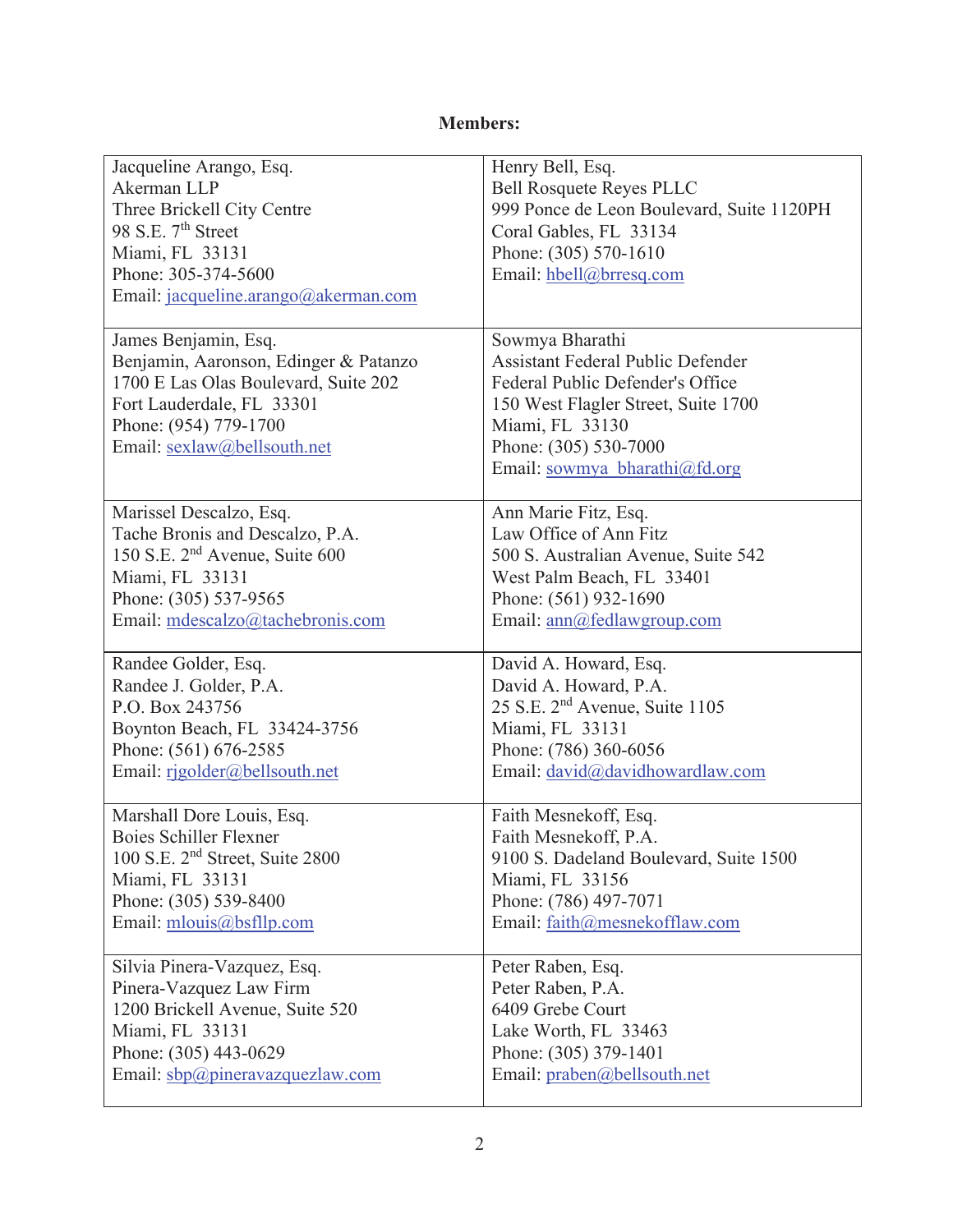**Members:**

| | |
|---|---|
| Jacqueline Arango, Esq.<br>Akerman LLP<br>Three Brickell City Centre<br>98 S.E. 7th Street<br>Miami, FL 33131<br>Phone: 305-374-5600<br>Email: jacqueline.arango@akerman.com | Henry Bell, Esq.<br>Bell Rosquete Reyes PLLC<br>999 Ponce de Leon Boulevard, Suite 1120PH<br>Coral Gables, FL 33134<br>Phone: (305) 570-1610<br>Email: hbell@brresq.com |
| James Benjamin, Esq.<br>Benjamin, Aaronson, Edinger & Patanzo<br>1700 E Las Olas Boulevard, Suite 202<br>Fort Lauderdale, FL 33301<br>Phone: (954) 779-1700<br>Email: sexlaw@bellsouth.net | Sowmya Bharathi<br>Assistant Federal Public Defender<br>Federal Public Defender's Office<br>150 West Flagler Street, Suite 1700<br>Miami, FL 33130<br>Phone: (305) 530-7000<br>Email: sowmya_bharathi@fd.org |
| Marissel Descalzo, Esq.<br>Tache Bronis and Descalzo, P.A.<br>150 S.E. 2nd Avenue, Suite 600<br>Miami, FL 33131<br>Phone: (305) 537-9565<br>Email: mdescalzo@tachebronis.com | Ann Marie Fitz, Esq.<br>Law Office of Ann Fitz<br>500 S. Australian Avenue, Suite 542<br>West Palm Beach, FL 33401<br>Phone: (561) 932-1690<br>Email: ann@fedlawgroup.com |
| Randee Golder, Esq.<br>Randee J. Golder, P.A.<br>P.O. Box 243756<br>Boynton Beach, FL 33424-3756<br>Phone: (561) 676-2585<br>Email: rjgolder@bellsouth.net | David A. Howard, Esq.<br>David A. Howard, P.A.<br>25 S.E. 2nd Avenue, Suite 1105<br>Miami, FL 33131<br>Phone: (786) 360-6056<br>Email: david@davidhowardlaw.com |
| Marshall Dore Louis, Esq.<br>Boies Schiller Flexner<br>100 S.E. 2nd Street, Suite 2800<br>Miami, FL 33131<br>Phone: (305) 539-8400<br>Email: mlouis@bsfllp.com | Faith Mesnekoff, Esq.<br>Faith Mesnekoff, P.A.<br>9100 S. Dadeland Boulevard, Suite 1500<br>Miami, FL 33156<br>Phone: (786) 497-7071<br>Email: faith@mesnekofflaw.com |
| Silvia Pinera-Vazquez, Esq.<br>Pinera-Vazquez Law Firm<br>1200 Brickell Avenue, Suite 520<br>Miami, FL 33131<br>Phone: (305) 443-0629<br>Email: sbp@pineravazquezlaw.com | Peter Raben, Esq.<br>Peter Raben, P.A.<br>6409 Grebe Court<br>Lake Worth, FL 33463<br>Phone: (305) 379-1401<br>Email: praben@bellsouth.net |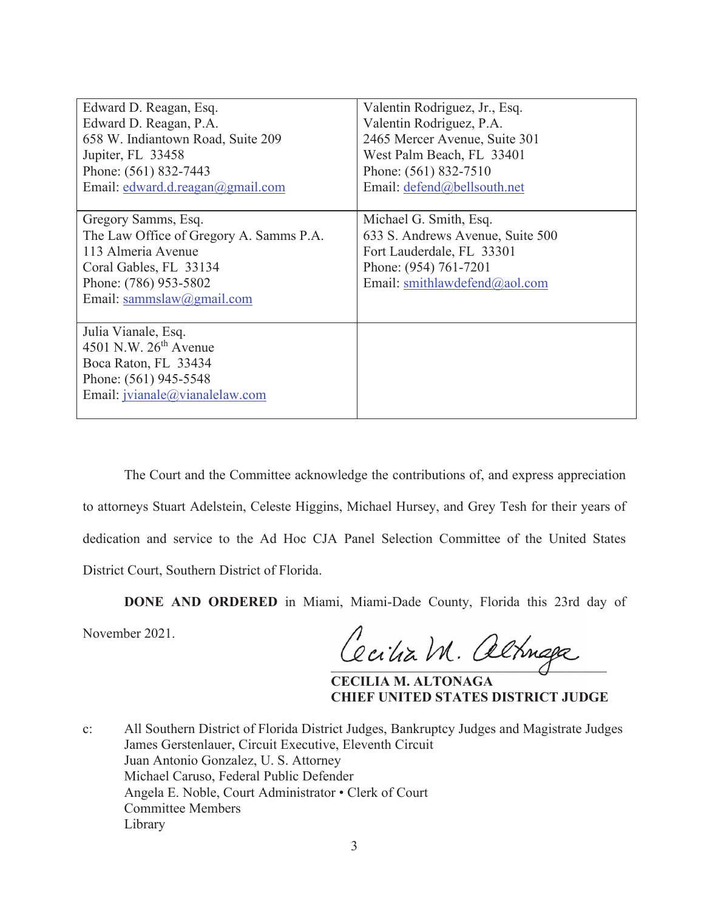| | |
|---|---|
| Edward D. Reagan, Esq.<br>Edward D. Reagan, P.A.<br>658 W. Indiantown Road, Suite 209<br>Jupiter, FL 33458<br>Phone: (561) 832-7443<br>Email: edward.d.reagan@gmail.com | Valentin Rodriguez, Jr., Esq.<br>Valentin Rodriguez, P.A.<br>2465 Mercer Avenue, Suite 301<br>West Palm Beach, FL 33401<br>Phone: (561) 832-7510<br>Email: defend@bellsouth.net |
| Gregory Samms, Esq.<br>The Law Office of Gregory A. Samms P.A.<br>113 Almeria Avenue<br>Coral Gables, FL 33134<br>Phone: (786) 953-5802<br>Email: sammslaw@gmail.com | Michael G. Smith, Esq.<br>633 S. Andrews Avenue, Suite 500<br>Fort Lauderdale, FL 33301<br>Phone: (954) 761-7201<br>Email: smithlawdefend@aol.com |
| Julia Vianale, Esq.<br>4501 N.W. 26th Avenue<br>Boca Raton, FL 33434<br>Phone: (561) 945-5548<br>Email: jvianale@vianalelaw.com | |

The Court and the Committee acknowledge the contributions of, and express appreciation to attorneys Stuart Adelstein, Celeste Higgins, Michael Hursey, and Grey Tesh for their years of dedication and service to the Ad Hoc CJA Panel Selection Committee of the United States District Court, Southern District of Florida.

**DONE AND ORDERED** in Miami, Miami-Dade County, Florida this 23rd day of November 2021.

**CECILIA M. ALTONAGA**
**CHIEF UNITED STATES DISTRICT JUDGE**

c: All Southern District of Florida District Judges, Bankruptcy Judges and Magistrate Judges
James Gerstenlauer, Circuit Executive, Eleventh Circuit
Juan Antonio Gonzalez, U. S. Attorney
Michael Caruso, Federal Public Defender
Angela E. Noble, Court Administrator • Clerk of Court
Committee Members
Library